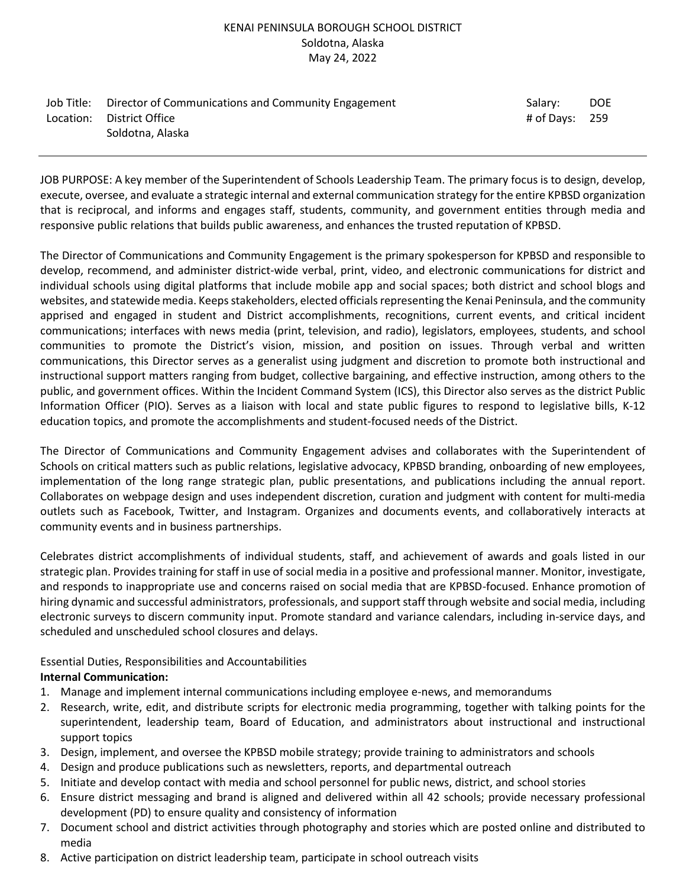KENAI PENINSULA BOROUGH SCHOOL DISTRICT
Soldotna, Alaska
May 24, 2022

| | | | |
|---|---|---|---|
| Job Title: | Director of Communications and Community Engagement | Salary: | DOE |
| Location: | District Office<br>Soldotna, Alaska | # of Days: | 259 |

---

JOB PURPOSE: A key member of the Superintendent of Schools Leadership Team. The primary focus is to design, develop, execute, oversee, and evaluate a strategic internal and external communication strategy for the entire KPBSD organization that is reciprocal, and informs and engages staff, students, community, and government entities through media and responsive public relations that builds public awareness, and enhances the trusted reputation of KPBSD.

The Director of Communications and Community Engagement is the primary spokesperson for KPBSD and responsible to develop, recommend, and administer district-wide verbal, print, video, and electronic communications for district and individual schools using digital platforms that include mobile app and social spaces; both district and school blogs and websites, and statewide media. Keeps stakeholders, elected officials representing the Kenai Peninsula, and the community apprised and engaged in student and District accomplishments, recognitions, current events, and critical incident communications; interfaces with news media (print, television, and radio), legislators, employees, students, and school communities to promote the District's vision, mission, and position on issues. Through verbal and written communications, this Director serves as a generalist using judgment and discretion to promote both instructional and instructional support matters ranging from budget, collective bargaining, and effective instruction, among others to the public, and government offices. Within the Incident Command System (ICS), this Director also serves as the district Public Information Officer (PIO). Serves as a liaison with local and state public figures to respond to legislative bills, K-12 education topics, and promote the accomplishments and student-focused needs of the District.

The Director of Communications and Community Engagement advises and collaborates with the Superintendent of Schools on critical matters such as public relations, legislative advocacy, KPBSD branding, onboarding of new employees, implementation of the long range strategic plan, public presentations, and publications including the annual report. Collaborates on webpage design and uses independent discretion, curation and judgment with content for multi-media outlets such as Facebook, Twitter, and Instagram. Organizes and documents events, and collaboratively interacts at community events and in business partnerships.

Celebrates district accomplishments of individual students, staff, and achievement of awards and goals listed in our strategic plan. Provides training for staff in use of social media in a positive and professional manner. Monitor, investigate, and responds to inappropriate use and concerns raised on social media that are KPBSD-focused. Enhance promotion of hiring dynamic and successful administrators, professionals, and support staff through website and social media, including electronic surveys to discern community input. Promote standard and variance calendars, including in-service days, and scheduled and unscheduled school closures and delays.

Essential Duties, Responsibilities and Accountabilities

**Internal Communication:**

1. Manage and implement internal communications including employee e-news, and memorandums
2. Research, write, edit, and distribute scripts for electronic media programming, together with talking points for the superintendent, leadership team, Board of Education, and administrators about instructional and instructional support topics
3. Design, implement, and oversee the KPBSD mobile strategy; provide training to administrators and schools
4. Design and produce publications such as newsletters, reports, and departmental outreach
5. Initiate and develop contact with media and school personnel for public news, district, and school stories
6. Ensure district messaging and brand is aligned and delivered within all 42 schools; provide necessary professional development (PD) to ensure quality and consistency of information
7. Document school and district activities through photography and stories which are posted online and distributed to media
8. Active participation on district leadership team, participate in school outreach visits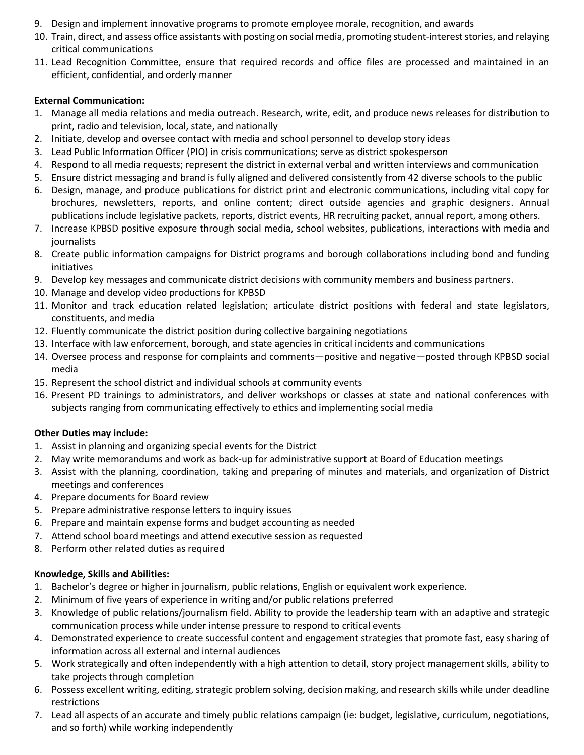9. Design and implement innovative programs to promote employee morale, recognition, and awards
10. Train, direct, and assess office assistants with posting on social media, promoting student-interest stories, and relaying critical communications
11. Lead Recognition Committee, ensure that required records and office files are processed and maintained in an efficient, confidential, and orderly manner

**External Communication:**

1. Manage all media relations and media outreach. Research, write, edit, and produce news releases for distribution to print, radio and television, local, state, and nationally
2. Initiate, develop and oversee contact with media and school personnel to develop story ideas
3. Lead Public Information Officer (PIO) in crisis communications; serve as district spokesperson
4. Respond to all media requests; represent the district in external verbal and written interviews and communication
5. Ensure district messaging and brand is fully aligned and delivered consistently from 42 diverse schools to the public
6. Design, manage, and produce publications for district print and electronic communications, including vital copy for brochures, newsletters, reports, and online content; direct outside agencies and graphic designers. Annual publications include legislative packets, reports, district events, HR recruiting packet, annual report, among others.
7. Increase KPBSD positive exposure through social media, school websites, publications, interactions with media and journalists
8. Create public information campaigns for District programs and borough collaborations including bond and funding initiatives
9. Develop key messages and communicate district decisions with community members and business partners.
10. Manage and develop video productions for KPBSD
11. Monitor and track education related legislation; articulate district positions with federal and state legislators, constituents, and media
12. Fluently communicate the district position during collective bargaining negotiations
13. Interface with law enforcement, borough, and state agencies in critical incidents and communications
14. Oversee process and response for complaints and comments—positive and negative—posted through KPBSD social media
15. Represent the school district and individual schools at community events
16. Present PD trainings to administrators, and deliver workshops or classes at state and national conferences with subjects ranging from communicating effectively to ethics and implementing social media

**Other Duties may include:**

1. Assist in planning and organizing special events for the District
2. May write memorandums and work as back-up for administrative support at Board of Education meetings
3. Assist with the planning, coordination, taking and preparing of minutes and materials, and organization of District meetings and conferences
4. Prepare documents for Board review
5. Prepare administrative response letters to inquiry issues
6. Prepare and maintain expense forms and budget accounting as needed
7. Attend school board meetings and attend executive session as requested
8. Perform other related duties as required

**Knowledge, Skills and Abilities:**

1. Bachelor's degree or higher in journalism, public relations, English or equivalent work experience.
2. Minimum of five years of experience in writing and/or public relations preferred
3. Knowledge of public relations/journalism field. Ability to provide the leadership team with an adaptive and strategic communication process while under intense pressure to respond to critical events
4. Demonstrated experience to create successful content and engagement strategies that promote fast, easy sharing of information across all external and internal audiences
5. Work strategically and often independently with a high attention to detail, story project management skills, ability to take projects through completion
6. Possess excellent writing, editing, strategic problem solving, decision making, and research skills while under deadline restrictions
7. Lead all aspects of an accurate and timely public relations campaign (ie: budget, legislative, curriculum, negotiations, and so forth) while working independently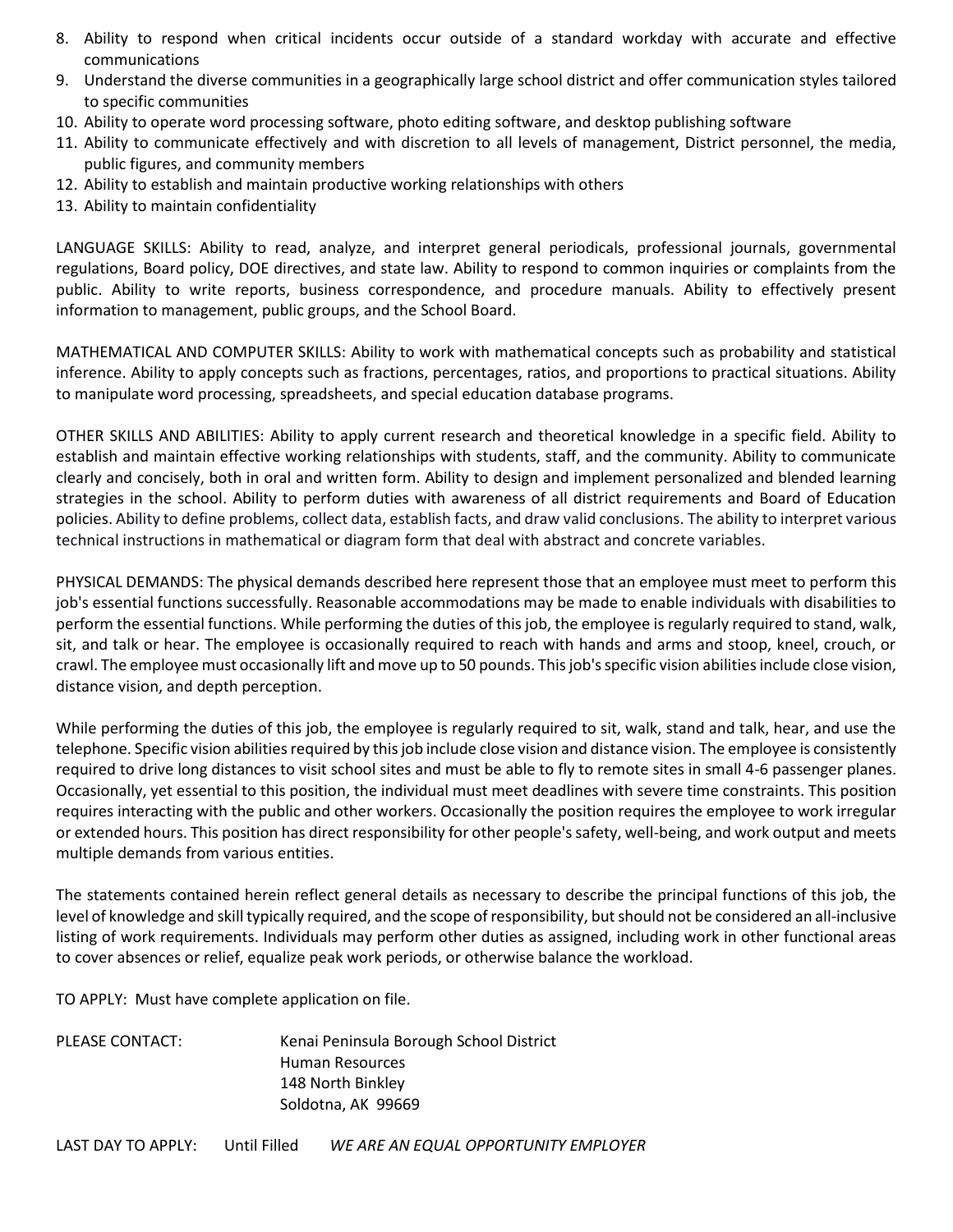8. Ability to respond when critical incidents occur outside of a standard workday with accurate and effective communications
9. Understand the diverse communities in a geographically large school district and offer communication styles tailored to specific communities
10. Ability to operate word processing software, photo editing software, and desktop publishing software
11. Ability to communicate effectively and with discretion to all levels of management, District personnel, the media, public figures, and community members
12. Ability to establish and maintain productive working relationships with others
13. Ability to maintain confidentiality

LANGUAGE SKILLS: Ability to read, analyze, and interpret general periodicals, professional journals, governmental regulations, Board policy, DOE directives, and state law. Ability to respond to common inquiries or complaints from the public. Ability to write reports, business correspondence, and procedure manuals. Ability to effectively present information to management, public groups, and the School Board.

MATHEMATICAL AND COMPUTER SKILLS: Ability to work with mathematical concepts such as probability and statistical inference. Ability to apply concepts such as fractions, percentages, ratios, and proportions to practical situations. Ability to manipulate word processing, spreadsheets, and special education database programs.

OTHER SKILLS AND ABILITIES: Ability to apply current research and theoretical knowledge in a specific field. Ability to establish and maintain effective working relationships with students, staff, and the community. Ability to communicate clearly and concisely, both in oral and written form. Ability to design and implement personalized and blended learning strategies in the school. Ability to perform duties with awareness of all district requirements and Board of Education policies. Ability to define problems, collect data, establish facts, and draw valid conclusions. The ability to interpret various technical instructions in mathematical or diagram form that deal with abstract and concrete variables.

PHYSICAL DEMANDS: The physical demands described here represent those that an employee must meet to perform this job's essential functions successfully. Reasonable accommodations may be made to enable individuals with disabilities to perform the essential functions. While performing the duties of this job, the employee is regularly required to stand, walk, sit, and talk or hear. The employee is occasionally required to reach with hands and arms and stoop, kneel, crouch, or crawl. The employee must occasionally lift and move up to 50 pounds. This job's specific vision abilities include close vision, distance vision, and depth perception.

While performing the duties of this job, the employee is regularly required to sit, walk, stand and talk, hear, and use the telephone. Specific vision abilities required by this job include close vision and distance vision. The employee is consistently required to drive long distances to visit school sites and must be able to fly to remote sites in small 4-6 passenger planes. Occasionally, yet essential to this position, the individual must meet deadlines with severe time constraints. This position requires interacting with the public and other workers. Occasionally the position requires the employee to work irregular or extended hours. This position has direct responsibility for other people's safety, well-being, and work output and meets multiple demands from various entities.

The statements contained herein reflect general details as necessary to describe the principal functions of this job, the level of knowledge and skill typically required, and the scope of responsibility, but should not be considered an all-inclusive listing of work requirements. Individuals may perform other duties as assigned, including work in other functional areas to cover absences or relief, equalize peak work periods, or otherwise balance the workload.

TO APPLY: Must have complete application on file.

PLEASE CONTACT: Kenai Peninsula Borough School District
Human Resources
148 North Binkley
Soldotna, AK 99669

LAST DAY TO APPLY: Until Filled *WE ARE AN EQUAL OPPORTUNITY EMPLOYER*